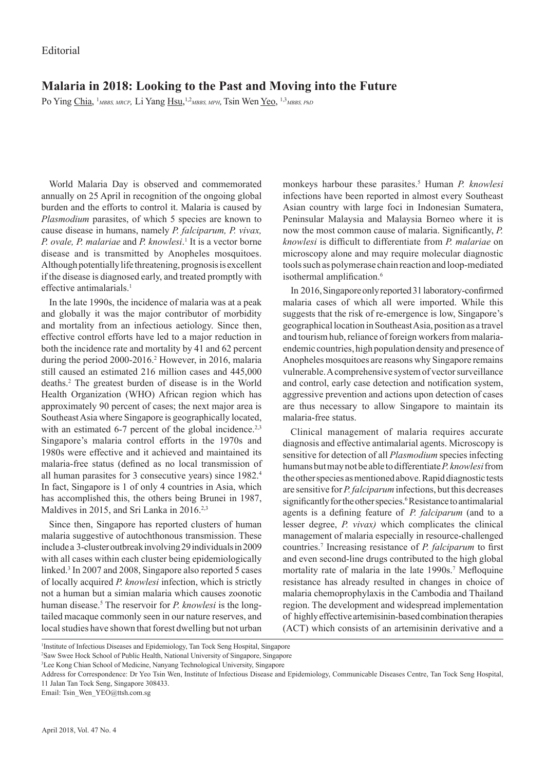Editorial

# Malaria in 2018: Looking to the Past and Moving into the Future

Po Ying Chia, [1]*MBBS, MRCP*, Li Yang Hsu,[1,2]*MBBS, MPH*, Tsin Wen Yeo, [1,3]*MBBS, PhD*

World Malaria Day is observed and commemorated annually on 25 April in recognition of the ongoing global burden and the efforts to control it. Malaria is caused by *Plasmodium* parasites, of which 5 species are known to cause disease in humans, namely *P. falciparum, P. vivax, P. ovale, P. malariae* and *P. knowlesi*.[1] It is a vector borne disease and is transmitted by Anopheles mosquitoes. Although potentially life threatening, prognosis is excellent if the disease is diagnosed early, and treated promptly with effective antimalarials.[1]

In the late 1990s, the incidence of malaria was at a peak and globally it was the major contributor of morbidity and mortality from an infectious aetiology. Since then, effective control efforts have led to a major reduction in both the incidence rate and mortality by 41 and 62 percent during the period 2000-2016.[2] However, in 2016, malaria still caused an estimated 216 million cases and 445,000 deaths.[2] The greatest burden of disease is in the World Health Organization (WHO) African region which has approximately 90 percent of cases; the next major area is Southeast Asia where Singapore is geographically located, with an estimated 6-7 percent of the global incidence.[2,3] Singapore's malaria control efforts in the 1970s and 1980s were effective and it achieved and maintained its malaria-free status (defined as no local transmission of all human parasites for 3 consecutive years) since 1982.[4] In fact, Singapore is 1 of only 4 countries in Asia, which has accomplished this, the others being Brunei in 1987, Maldives in 2015, and Sri Lanka in 2016.[2,3]

Since then, Singapore has reported clusters of human malaria suggestive of autochthonous transmission. These include a 3-cluster outbreak involving 29 individuals in 2009 with all cases within each cluster being epidemiologically linked.[3] In 2007 and 2008, Singapore also reported 5 cases of locally acquired *P. knowlesi* infection, which is strictly not a human but a simian malaria which causes zoonotic human disease.[5] The reservoir for *P. knowlesi* is the long-tailed macaque commonly seen in our nature reserves, and local studies have shown that forest dwelling but not urban monkeys harbour these parasites.[5] Human *P. knowlesi* infections have been reported in almost every Southeast Asian country with large foci in Indonesian Sumatera, Peninsular Malaysia and Malaysia Borneo where it is now the most common cause of malaria. Significantly, *P. knowlesi* is difficult to differentiate from *P. malariae* on microscopy alone and may require molecular diagnostic tools such as polymerase chain reaction and loop-mediated isothermal amplification.[6]

In 2016, Singapore only reported 31 laboratory-confirmed malaria cases of which all were imported. While this suggests that the risk of re-emergence is low, Singapore's geographical location in Southeast Asia, position as a travel and tourism hub, reliance of foreign workers from malaria-endemic countries, high population density and presence of Anopheles mosquitoes are reasons why Singapore remains vulnerable. A comprehensive system of vector surveillance and control, early case detection and notification system, aggressive prevention and actions upon detection of cases are thus necessary to allow Singapore to maintain its malaria-free status.

Clinical management of malaria requires accurate diagnosis and effective antimalarial agents. Microscopy is sensitive for detection of all *Plasmodium* species infecting humans but may not be able to differentiate *P. knowlesi* from the other species as mentioned above. Rapid diagnostic tests are sensitive for *P. falciparum* infections, but this decreases significantly for the other species.[6] Resistance to antimalarial agents is a defining feature of *P. falciparum* (and to a lesser degree, *P. vivax)* which complicates the clinical management of malaria especially in resource-challenged countries.[7] Increasing resistance of *P. falciparum* to first and even second-line drugs contributed to the high global mortality rate of malaria in the late 1990s.[7] Mefloquine resistance has already resulted in changes in choice of malaria chemoprophylaxis in the Cambodia and Thailand region. The development and widespread implementation of highly effective artemisinin-based combination therapies (ACT) which consists of an artemisinin derivative and a

[1]Institute of Infectious Diseases and Epidemiology, Tan Tock Seng Hospital, Singapore
[2]Saw Swee Hock School of Public Health, National University of Singapore, Singapore
[3]Lee Kong Chian School of Medicine, Nanyang Technological University, Singapore
Address for Correspondence: Dr Yeo Tsin Wen, Institute of Infectious Disease and Epidemiology, Communicable Diseases Centre, Tan Tock Seng Hospital, 11 Jalan Tan Tock Seng, Singapore 308433.
Email: Tsin_Wen_YEO@ttsh.com.sg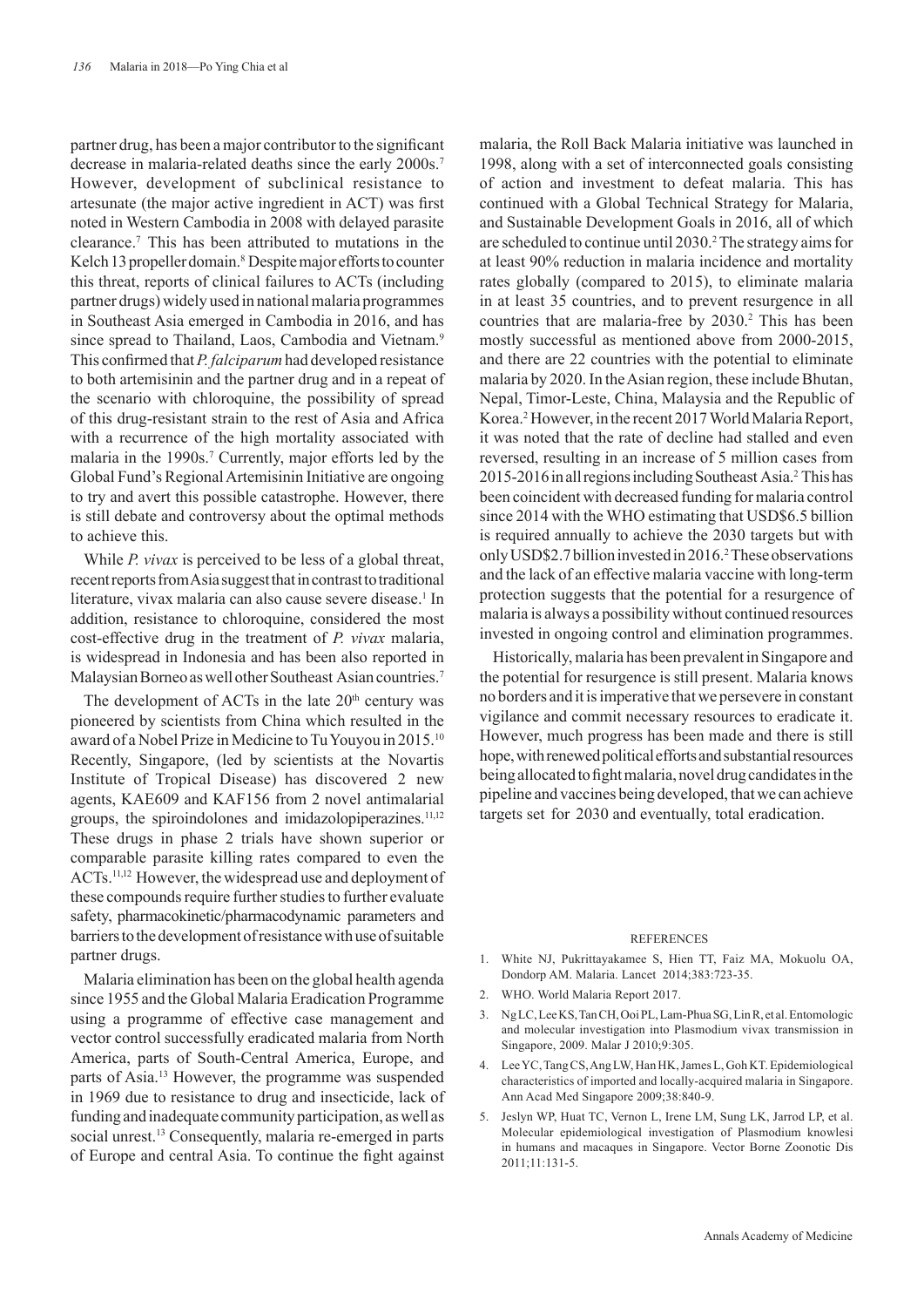partner drug, has been a major contributor to the significant decrease in malaria-related deaths since the early 2000s.[7] However, development of subclinical resistance to artesunate (the major active ingredient in ACT) was first noted in Western Cambodia in 2008 with delayed parasite clearance.[7] This has been attributed to mutations in the Kelch 13 propeller domain.[8] Despite major efforts to counter this threat, reports of clinical failures to ACTs (including partner drugs) widely used in national malaria programmes in Southeast Asia emerged in Cambodia in 2016, and has since spread to Thailand, Laos, Cambodia and Vietnam.[9] This confirmed that *P. falciparum* had developed resistance to both artemisinin and the partner drug and in a repeat of the scenario with chloroquine, the possibility of spread of this drug-resistant strain to the rest of Asia and Africa with a recurrence of the high mortality associated with malaria in the 1990s.[7] Currently, major efforts led by the Global Fund's Regional Artemisinin Initiative are ongoing to try and avert this possible catastrophe. However, there is still debate and controversy about the optimal methods to achieve this.

While *P. vivax* is perceived to be less of a global threat, recent reports from Asia suggest that in contrast to traditional literature, vivax malaria can also cause severe disease.[1] In addition, resistance to chloroquine, considered the most cost-effective drug in the treatment of *P. vivax* malaria, is widespread in Indonesia and has been also reported in Malaysian Borneo as well other Southeast Asian countries.[7]

The development of ACTs in the late 20th century was pioneered by scientists from China which resulted in the award of a Nobel Prize in Medicine to Tu Youyou in 2015.[10] Recently, Singapore, (led by scientists at the Novartis Institute of Tropical Disease) has discovered 2 new agents, KAE609 and KAF156 from 2 novel antimalarial groups, the spiroindolones and imidazolopiperazines.[11,12] These drugs in phase 2 trials have shown superior or comparable parasite killing rates compared to even the ACTs.[11,12] However, the widespread use and deployment of these compounds require further studies to further evaluate safety, pharmacokinetic/pharmacodynamic parameters and barriers to the development of resistance with use of suitable partner drugs.

Malaria elimination has been on the global health agenda since 1955 and the Global Malaria Eradication Programme using a programme of effective case management and vector control successfully eradicated malaria from North America, parts of South-Central America, Europe, and parts of Asia.[13] However, the programme was suspended in 1969 due to resistance to drug and insecticide, lack of funding and inadequate community participation, as well as social unrest.[13] Consequently, malaria re-emerged in parts of Europe and central Asia. To continue the fight against malaria, the Roll Back Malaria initiative was launched in 1998, along with a set of interconnected goals consisting of action and investment to defeat malaria. This has continued with a Global Technical Strategy for Malaria, and Sustainable Development Goals in 2016, all of which are scheduled to continue until 2030.[2] The strategy aims for at least 90% reduction in malaria incidence and mortality rates globally (compared to 2015), to eliminate malaria in at least 35 countries, and to prevent resurgence in all countries that are malaria-free by 2030.[2] This has been mostly successful as mentioned above from 2000-2015, and there are 22 countries with the potential to eliminate malaria by 2020. In the Asian region, these include Bhutan, Nepal, Timor-Leste, China, Malaysia and the Republic of Korea.[2] However, in the recent 2017 World Malaria Report, it was noted that the rate of decline had stalled and even reversed, resulting in an increase of 5 million cases from 2015-2016 in all regions including Southeast Asia.[2] This has been coincident with decreased funding for malaria control since 2014 with the WHO estimating that USD$6.5 billion is required annually to achieve the 2030 targets but with only USD$2.7 billion invested in 2016.[2] These observations and the lack of an effective malaria vaccine with long-term protection suggests that the potential for a resurgence of malaria is always a possibility without continued resources invested in ongoing control and elimination programmes.

Historically, malaria has been prevalent in Singapore and the potential for resurgence is still present. Malaria knows no borders and it is imperative that we persevere in constant vigilance and commit necessary resources to eradicate it. However, much progress has been made and there is still hope, with renewed political efforts and substantial resources being allocated to fight malaria, novel drug candidates in the pipeline and vaccines being developed, that we can achieve targets set for 2030 and eventually, total eradication.

## REFERENCES

1. White NJ, Pukrittayakamee S, Hien TT, Faiz MA, Mokuolu OA, Dondorp AM. Malaria. Lancet 2014;383:723-35.
2. WHO. World Malaria Report 2017.
3. Ng LC, Lee KS, Tan CH, Ooi PL, Lam-Phua SG, Lin R, et al. Entomologic and molecular investigation into Plasmodium vivax transmission in Singapore, 2009. Malar J 2010;9:305.
4. Lee YC, Tang CS, Ang LW, Han HK, James L, Goh KT. Epidemiological characteristics of imported and locally-acquired malaria in Singapore. Ann Acad Med Singapore 2009;38:840-9.
5. Jeslyn WP, Huat TC, Vernon L, Irene LM, Sung LK, Jarrod LP, et al. Molecular epidemiological investigation of Plasmodium knowlesi in humans and macaques in Singapore. Vector Borne Zoonotic Dis 2011;11:131-5.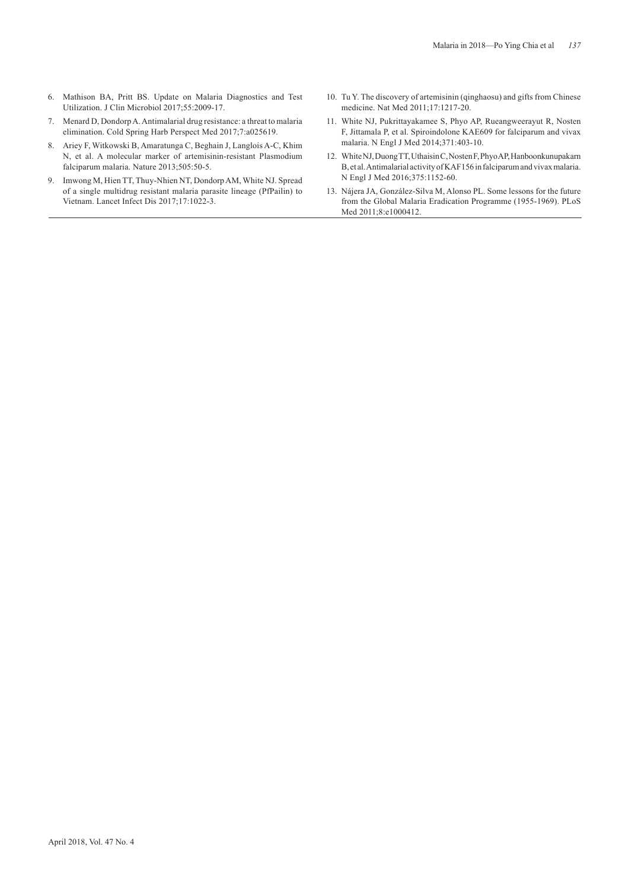6. Mathison BA, Pritt BS. Update on Malaria Diagnostics and Test Utilization. J Clin Microbiol 2017;55:2009-17.
7. Menard D, Dondorp A. Antimalarial drug resistance: a threat to malaria elimination. Cold Spring Harb Perspect Med 2017;7:a025619.
8. Ariey F, Witkowski B, Amaratunga C, Beghain J, Langlois A-C, Khim N, et al. A molecular marker of artemisinin-resistant Plasmodium falciparum malaria. Nature 2013;505:50-5.
9. Imwong M, Hien TT, Thuy-Nhien NT, Dondorp AM, White NJ. Spread of a single multidrug resistant malaria parasite lineage (PfPailin) to Vietnam. Lancet Infect Dis 2017;17:1022-3.
10. Tu Y. The discovery of artemisinin (qinghaosu) and gifts from Chinese medicine. Nat Med 2011;17:1217-20.
11. White NJ, Pukrittayakamee S, Phyo AP, Rueangweerayut R, Nosten F, Jittamala P, et al. Spiroindolone KAE609 for falciparum and vivax malaria. N Engl J Med 2014;371:403-10.
12. White NJ, Duong TT, Uthaisin C, Nosten F, Phyo AP, Hanboonkunupakarn B, et al. Antimalarial activity of KAF156 in falciparum and vivax malaria. N Engl J Med 2016;375:1152-60.
13. Nájera JA, González-Silva M, Alonso PL. Some lessons for the future from the Global Malaria Eradication Programme (1955-1969). PLoS Med 2011;8:e1000412.